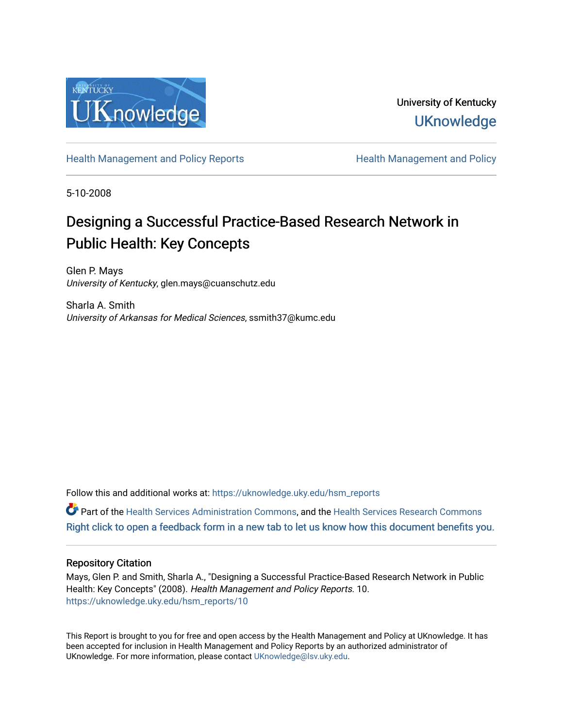University of Kentucky

UKnowledge

Health Management and Policy Reports

Health Management and Policy

5-10-2008

# Designing a Successful Practice-Based Research Network in Public Health: Key Concepts

Glen P. Mays
*University of Kentucky*, glen.mays@cuanschutz.edu

Sharla A. Smith
*University of Arkansas for Medical Sciences*, ssmith37@kumc.edu

Follow this and additional works at: https://uknowledge.uky.edu/hsm_reports

Part of the Health Services Administration Commons, and the Health Services Research Commons

Right click to open a feedback form in a new tab to let us know how this document benefits you.

## Repository Citation

Mays, Glen P. and Smith, Sharla A., "Designing a Successful Practice-Based Research Network in Public Health: Key Concepts" (2008). *Health Management and Policy Reports*. 10.
https://uknowledge.uky.edu/hsm_reports/10

This Report is brought to you for free and open access by the Health Management and Policy at UKnowledge. It has been accepted for inclusion in Health Management and Policy Reports by an authorized administrator of UKnowledge. For more information, please contact UKnowledge@lsv.uky.edu.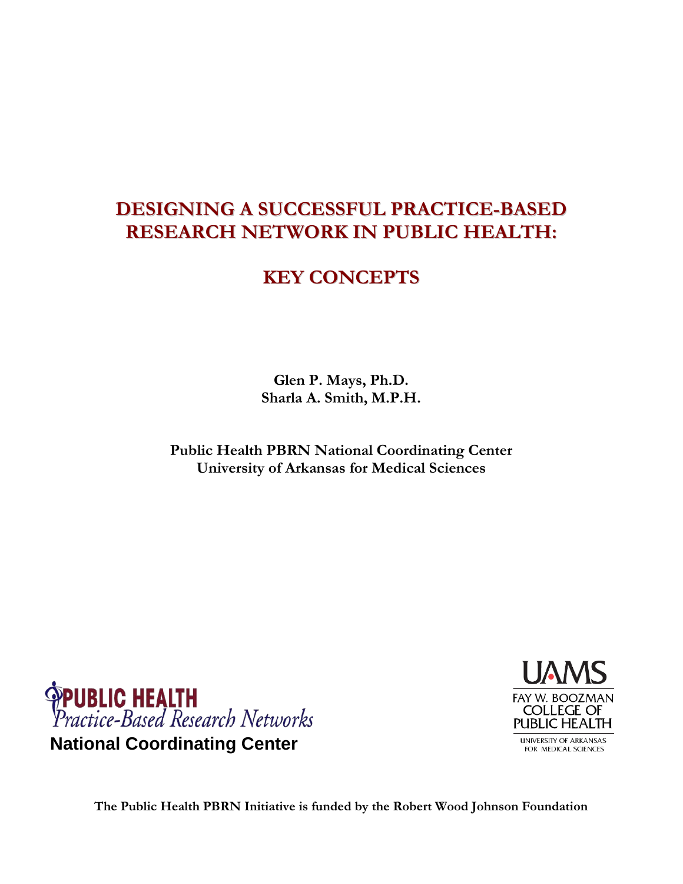# DESIGNING A SUCCESSFUL PRACTICE-BASED RESEARCH NETWORK IN PUBLIC HEALTH:

# KEY CONCEPTS

**Glen P. Mays, Ph.D.**
**Sharla A. Smith, M.P.H.**

**Public Health PBRN National Coordinating Center**
**University of Arkansas for Medical Sciences**

PUBLIC HEALTH
*Practice-Based Research Networks*
**National Coordinating Center**

UAMS
FAY W. BOOZMAN COLLEGE OF PUBLIC HEALTH
UNIVERSITY OF ARKANSAS FOR MEDICAL SCIENCES

**The Public Health PBRN Initiative is funded by the Robert Wood Johnson Foundation**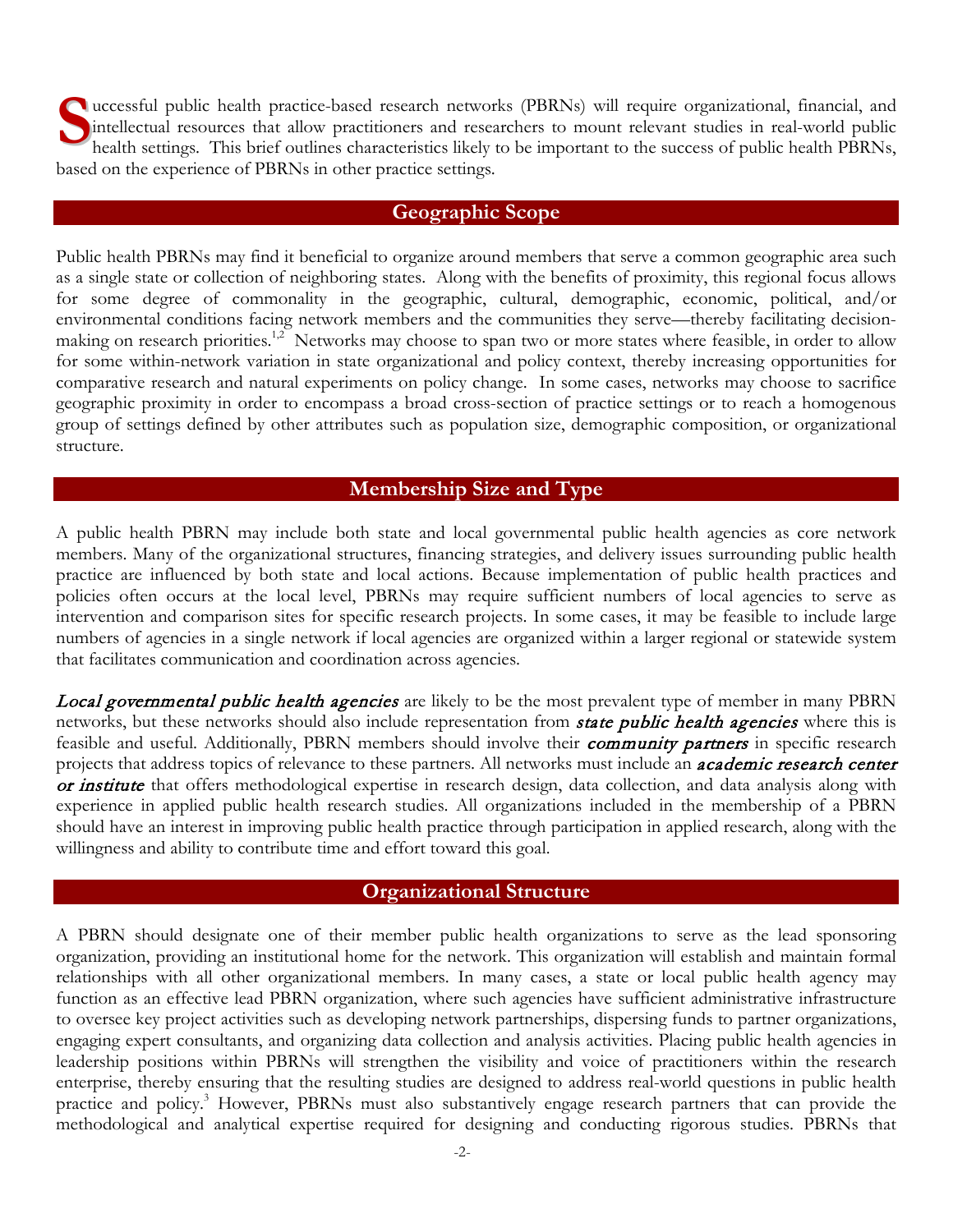Successful public health practice-based research networks (PBRNs) will require organizational, financial, and intellectual resources that allow practitioners and researchers to mount relevant studies in real-world public health settings. This brief outlines characteristics likely to be important to the success of public health PBRNs, based on the experience of PBRNs in other practice settings.

## Geographic Scope

Public health PBRNs may find it beneficial to organize around members that serve a common geographic area such as a single state or collection of neighboring states. Along with the benefits of proximity, this regional focus allows for some degree of commonality in the geographic, cultural, demographic, economic, political, and/or environmental conditions facing network members and the communities they serve—thereby facilitating decision-making on research priorities.[1,2] Networks may choose to span two or more states where feasible, in order to allow for some within-network variation in state organizational and policy context, thereby increasing opportunities for comparative research and natural experiments on policy change. In some cases, networks may choose to sacrifice geographic proximity in order to encompass a broad cross-section of practice settings or to reach a homogenous group of settings defined by other attributes such as population size, demographic composition, or organizational structure.

## Membership Size and Type

A public health PBRN may include both state and local governmental public health agencies as core network members. Many of the organizational structures, financing strategies, and delivery issues surrounding public health practice are influenced by both state and local actions. Because implementation of public health practices and policies often occurs at the local level, PBRNs may require sufficient numbers of local agencies to serve as intervention and comparison sites for specific research projects. In some cases, it may be feasible to include large numbers of agencies in a single network if local agencies are organized within a larger regional or statewide system that facilitates communication and coordination across agencies.

***Local governmental public health agencies*** are likely to be the most prevalent type of member in many PBRN networks, but these networks should also include representation from ***state public health agencies*** where this is feasible and useful. Additionally, PBRN members should involve their ***community partners*** in specific research projects that address topics of relevance to these partners. All networks must include an ***academic research center or institute*** that offers methodological expertise in research design, data collection, and data analysis along with experience in applied public health research studies. All organizations included in the membership of a PBRN should have an interest in improving public health practice through participation in applied research, along with the willingness and ability to contribute time and effort toward this goal.

## Organizational Structure

A PBRN should designate one of their member public health organizations to serve as the lead sponsoring organization, providing an institutional home for the network. This organization will establish and maintain formal relationships with all other organizational members. In many cases, a state or local public health agency may function as an effective lead PBRN organization, where such agencies have sufficient administrative infrastructure to oversee key project activities such as developing network partnerships, dispersing funds to partner organizations, engaging expert consultants, and organizing data collection and analysis activities. Placing public health agencies in leadership positions within PBRNs will strengthen the visibility and voice of practitioners within the research enterprise, thereby ensuring that the resulting studies are designed to address real-world questions in public health practice and policy.[3] However, PBRNs must also substantively engage research partners that can provide the methodological and analytical expertise required for designing and conducting rigorous studies. PBRNs that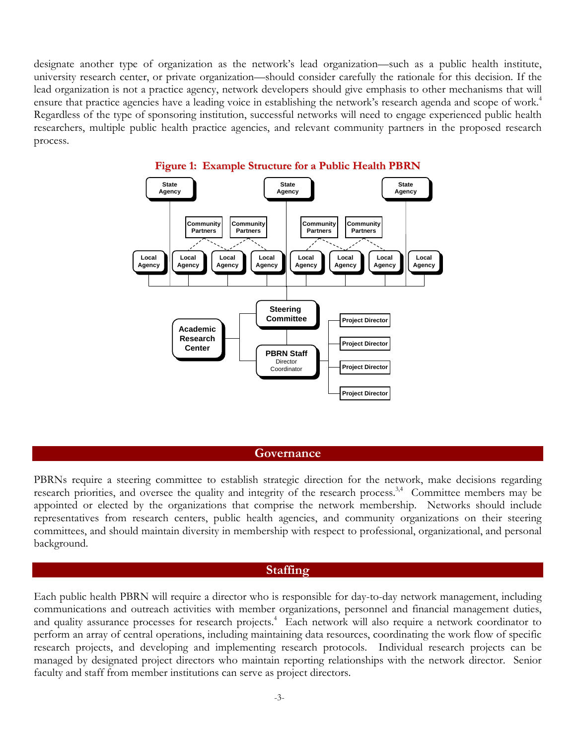designate another type of organization as the network's lead organization—such as a public health institute, university research center, or private organization—should consider carefully the rationale for this decision. If the lead organization is not a practice agency, network developers should give emphasis to other mechanisms that will ensure that practice agencies have a leading voice in establishing the network's research agenda and scope of work.[4] Regardless of the type of sponsoring institution, successful networks will need to engage experienced public health researchers, multiple public health practice agencies, and relevant community partners in the proposed research process.

**Figure 1: Example Structure for a Public Health PBRN**

State Agency | State Agency | State Agency

Community Partners | Community Partners | Community Partners | Community Partners

Local Agency | Local Agency | Local Agency | Local Agency | Local Agency | Local Agency | Local Agency | Local Agency

Steering Committee

Academic Research Center

PBRN Staff
Director
Coordinator

Project Director | Project Director | Project Director | Project Director

## Governance

PBRNs require a steering committee to establish strategic direction for the network, make decisions regarding research priorities, and oversee the quality and integrity of the research process.[3,4] Committee members may be appointed or elected by the organizations that comprise the network membership. Networks should include representatives from research centers, public health agencies, and community organizations on their steering committees, and should maintain diversity in membership with respect to professional, organizational, and personal background.

## Staffing

Each public health PBRN will require a director who is responsible for day-to-day network management, including communications and outreach activities with member organizations, personnel and financial management duties, and quality assurance processes for research projects.[4] Each network will also require a network coordinator to perform an array of central operations, including maintaining data resources, coordinating the work flow of specific research projects, and developing and implementing research protocols. Individual research projects can be managed by designated project directors who maintain reporting relationships with the network director. Senior faculty and staff from member institutions can serve as project directors.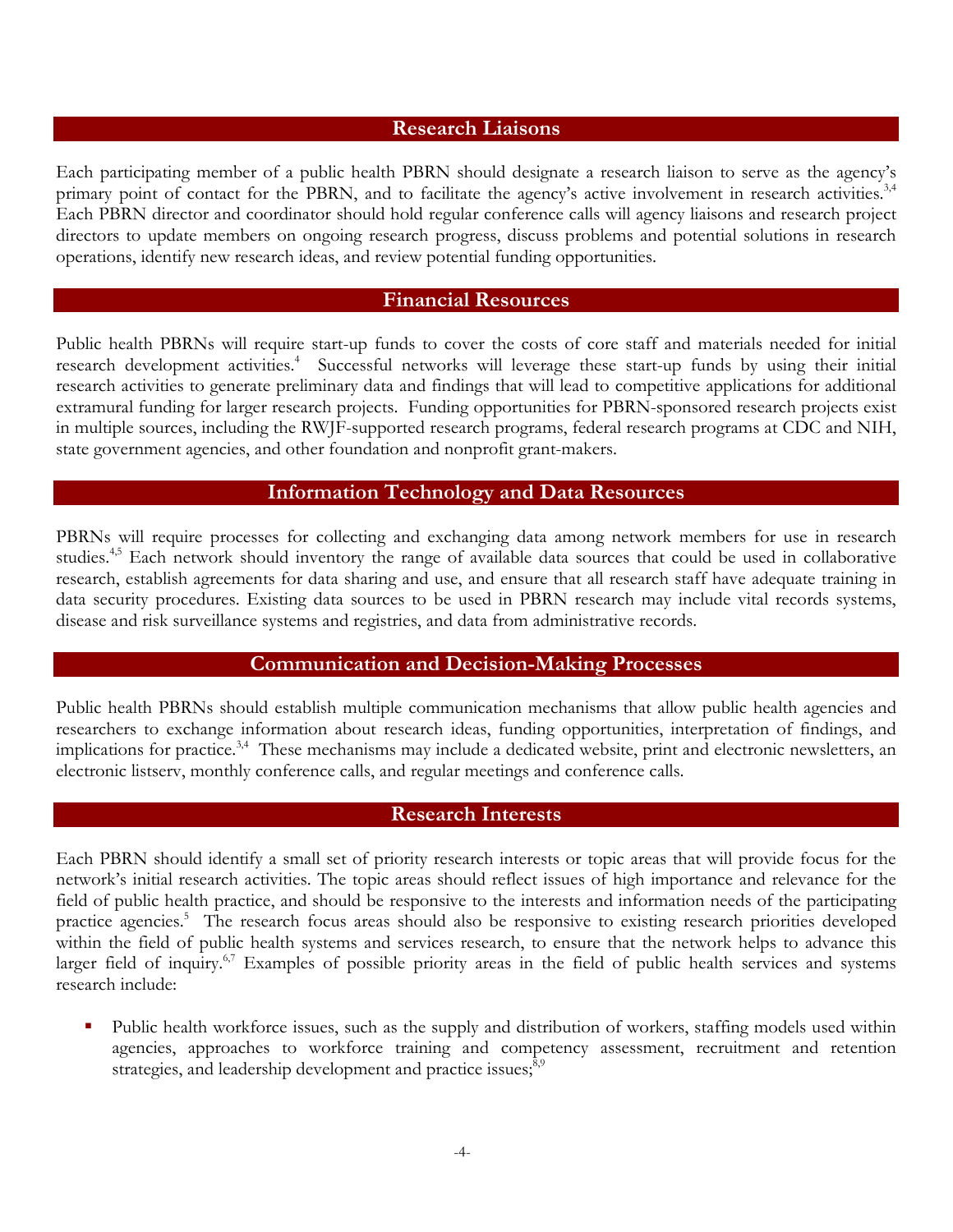## Research Liaisons

Each participating member of a public health PBRN should designate a research liaison to serve as the agency's primary point of contact for the PBRN, and to facilitate the agency's active involvement in research activities.[3,4] Each PBRN director and coordinator should hold regular conference calls will agency liaisons and research project directors to update members on ongoing research progress, discuss problems and potential solutions in research operations, identify new research ideas, and review potential funding opportunities.

## Financial Resources

Public health PBRNs will require start-up funds to cover the costs of core staff and materials needed for initial research development activities.[4] Successful networks will leverage these start-up funds by using their initial research activities to generate preliminary data and findings that will lead to competitive applications for additional extramural funding for larger research projects. Funding opportunities for PBRN-sponsored research projects exist in multiple sources, including the RWJF-supported research programs, federal research programs at CDC and NIH, state government agencies, and other foundation and nonprofit grant-makers.

## Information Technology and Data Resources

PBRNs will require processes for collecting and exchanging data among network members for use in research studies.[4,5] Each network should inventory the range of available data sources that could be used in collaborative research, establish agreements for data sharing and use, and ensure that all research staff have adequate training in data security procedures. Existing data sources to be used in PBRN research may include vital records systems, disease and risk surveillance systems and registries, and data from administrative records.

## Communication and Decision-Making Processes

Public health PBRNs should establish multiple communication mechanisms that allow public health agencies and researchers to exchange information about research ideas, funding opportunities, interpretation of findings, and implications for practice.[3,4] These mechanisms may include a dedicated website, print and electronic newsletters, an electronic listserv, monthly conference calls, and regular meetings and conference calls.

## Research Interests

Each PBRN should identify a small set of priority research interests or topic areas that will provide focus for the network's initial research activities. The topic areas should reflect issues of high importance and relevance for the field of public health practice, and should be responsive to the interests and information needs of the participating practice agencies.[5] The research focus areas should also be responsive to existing research priorities developed within the field of public health systems and services research, to ensure that the network helps to advance this larger field of inquiry.[6,7] Examples of possible priority areas in the field of public health services and systems research include:

- Public health workforce issues, such as the supply and distribution of workers, staffing models used within agencies, approaches to workforce training and competency assessment, recruitment and retention strategies, and leadership development and practice issues;[8,9]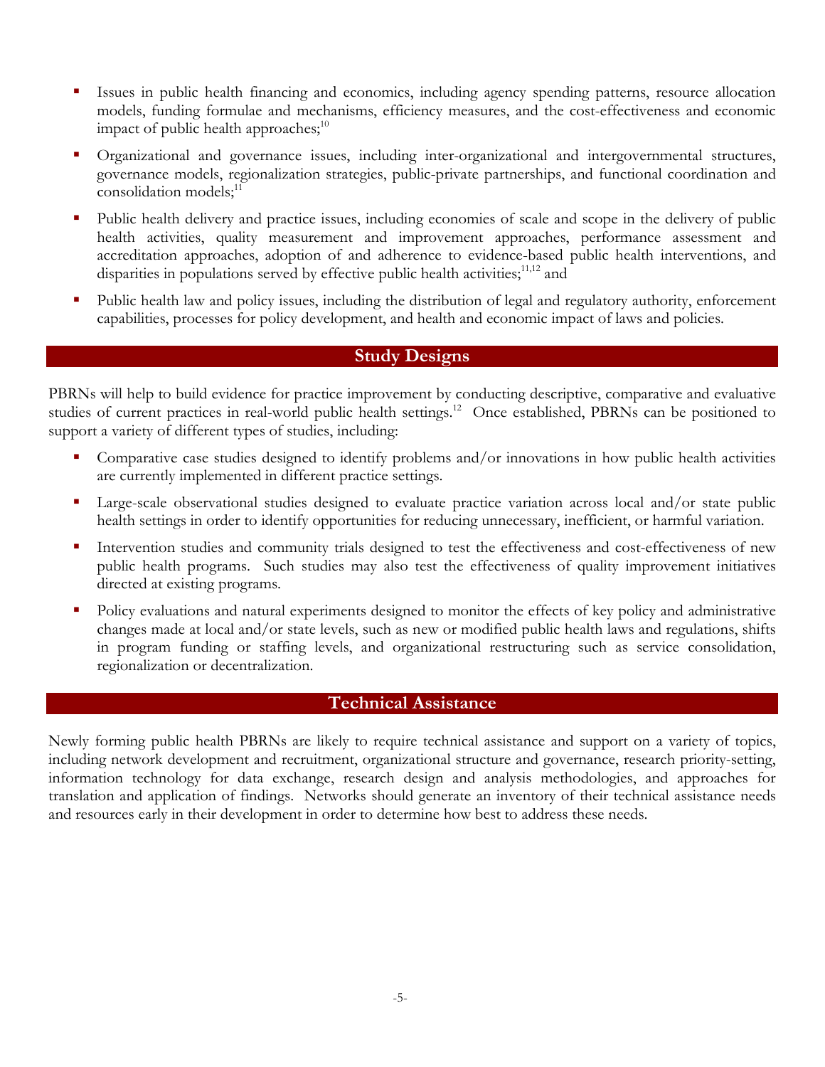- Issues in public health financing and economics, including agency spending patterns, resource allocation models, funding formulae and mechanisms, efficiency measures, and the cost-effectiveness and economic impact of public health approaches;[10]
- Organizational and governance issues, including inter-organizational and intergovernmental structures, governance models, regionalization strategies, public-private partnerships, and functional coordination and consolidation models;[11]
- Public health delivery and practice issues, including economies of scale and scope in the delivery of public health activities, quality measurement and improvement approaches, performance assessment and accreditation approaches, adoption of and adherence to evidence-based public health interventions, and disparities in populations served by effective public health activities;[11,12] and
- Public health law and policy issues, including the distribution of legal and regulatory authority, enforcement capabilities, processes for policy development, and health and economic impact of laws and policies.

## Study Designs

PBRNs will help to build evidence for practice improvement by conducting descriptive, comparative and evaluative studies of current practices in real-world public health settings.[12] Once established, PBRNs can be positioned to support a variety of different types of studies, including:

- Comparative case studies designed to identify problems and/or innovations in how public health activities are currently implemented in different practice settings.
- Large-scale observational studies designed to evaluate practice variation across local and/or state public health settings in order to identify opportunities for reducing unnecessary, inefficient, or harmful variation.
- Intervention studies and community trials designed to test the effectiveness and cost-effectiveness of new public health programs. Such studies may also test the effectiveness of quality improvement initiatives directed at existing programs.
- Policy evaluations and natural experiments designed to monitor the effects of key policy and administrative changes made at local and/or state levels, such as new or modified public health laws and regulations, shifts in program funding or staffing levels, and organizational restructuring such as service consolidation, regionalization or decentralization.

## Technical Assistance

Newly forming public health PBRNs are likely to require technical assistance and support on a variety of topics, including network development and recruitment, organizational structure and governance, research priority-setting, information technology for data exchange, research design and analysis methodologies, and approaches for translation and application of findings. Networks should generate an inventory of their technical assistance needs and resources early in their development in order to determine how best to address these needs.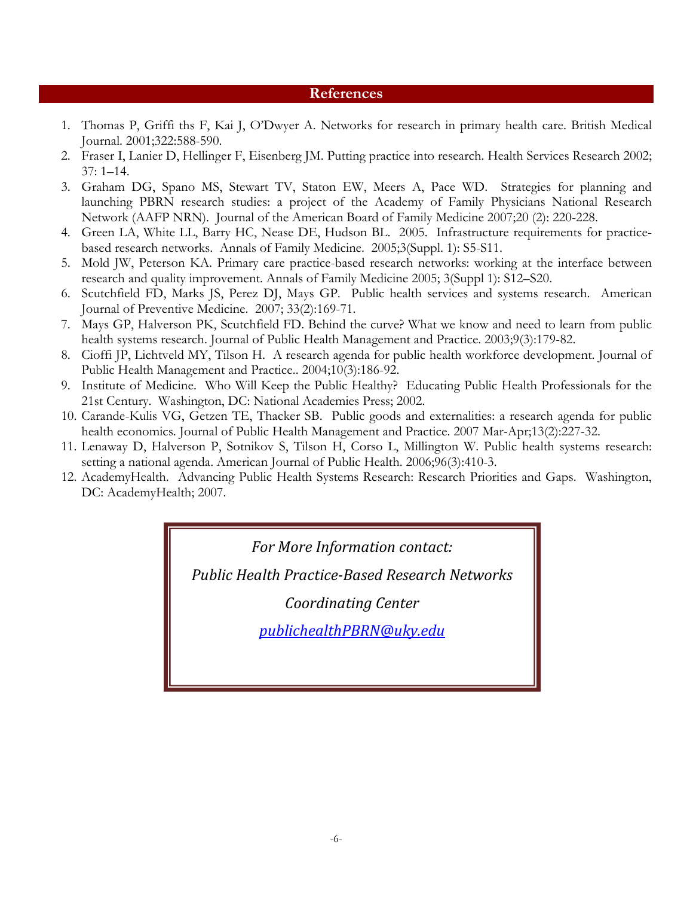## References

1. Thomas P, Griffi ths F, Kai J, O'Dwyer A. Networks for research in primary health care. British Medical Journal. 2001;322:588-590.
2. Fraser I, Lanier D, Hellinger F, Eisenberg JM. Putting practice into research. Health Services Research 2002; 37: 1–14.
3. Graham DG, Spano MS, Stewart TV, Staton EW, Meers A, Pace WD. Strategies for planning and launching PBRN research studies: a project of the Academy of Family Physicians National Research Network (AAFP NRN). Journal of the American Board of Family Medicine 2007;20 (2): 220-228.
4. Green LA, White LL, Barry HC, Nease DE, Hudson BL. 2005. Infrastructure requirements for practice-based research networks. Annals of Family Medicine. 2005;3(Suppl. 1): S5-S11.
5. Mold JW, Peterson KA. Primary care practice-based research networks: working at the interface between research and quality improvement. Annals of Family Medicine 2005; 3(Suppl 1): S12–S20.
6. Scutchfield FD, Marks JS, Perez DJ, Mays GP. Public health services and systems research. American Journal of Preventive Medicine. 2007; 33(2):169-71.
7. Mays GP, Halverson PK, Scutchfield FD. Behind the curve? What we know and need to learn from public health systems research. Journal of Public Health Management and Practice. 2003;9(3):179-82.
8. Cioffi JP, Lichtveld MY, Tilson H. A research agenda for public health workforce development. Journal of Public Health Management and Practice.. 2004;10(3):186-92.
9. Institute of Medicine. Who Will Keep the Public Healthy? Educating Public Health Professionals for the 21st Century. Washington, DC: National Academies Press; 2002.
10. Carande-Kulis VG, Getzen TE, Thacker SB. Public goods and externalities: a research agenda for public health economics. Journal of Public Health Management and Practice. 2007 Mar-Apr;13(2):227-32.
11. Lenaway D, Halverson P, Sotnikov S, Tilson H, Corso L, Millington W. Public health systems research: setting a national agenda. American Journal of Public Health. 2006;96(3):410-3.
12. AcademyHealth. Advancing Public Health Systems Research: Research Priorities and Gaps. Washington, DC: AcademyHealth; 2007.

*For More Information contact:*

*Public Health Practice-Based Research Networks*

*Coordinating Center*

*publichealthPBRN@uky.edu*